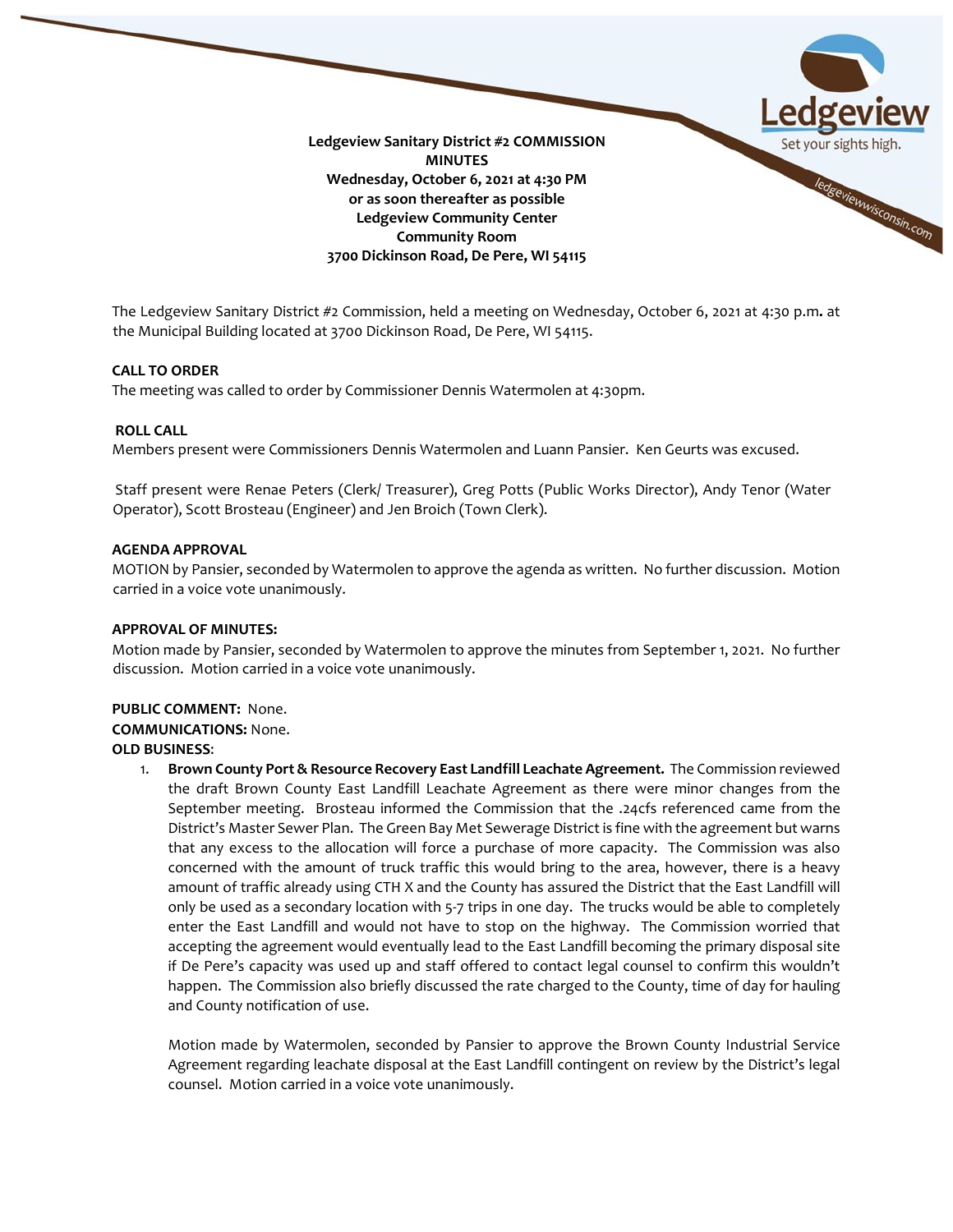**Ledgeview Sanitary District #2 COMMISSION MINUTES**
**Wednesday, October 6, 2021 at 4:30 PM**
**or as soon thereafter as possible**
**Ledgeview Community Center**
**Community Room**
**3700 Dickinson Road, De Pere, WI 54115**

The Ledgeview Sanitary District #2 Commission, held a meeting on Wednesday, October 6, 2021 at 4:30 p.m**.** at the Municipal Building located at 3700 Dickinson Road, De Pere, WI 54115.

**CALL TO ORDER**
The meeting was called to order by Commissioner Dennis Watermolen at 4:30pm.

**ROLL CALL**
Members present were Commissioners Dennis Watermolen and Luann Pansier. Ken Geurts was excused.

Staff present were Renae Peters (Clerk/ Treasurer), Greg Potts (Public Works Director), Andy Tenor (Water Operator), Scott Brosteau (Engineer) and Jen Broich (Town Clerk).

**AGENDA APPROVAL**
MOTION by Pansier, seconded by Watermolen to approve the agenda as written. No further discussion. Motion carried in a voice vote unanimously.

**APPROVAL OF MINUTES:**
Motion made by Pansier, seconded by Watermolen to approve the minutes from September 1, 2021. No further discussion. Motion carried in a voice vote unanimously.

**PUBLIC COMMENT:** None.
**COMMUNICATIONS:** None.
**OLD BUSINESS**:

1. **Brown County Port & Resource Recovery East Landfill Leachate Agreement.** The Commission reviewed the draft Brown County East Landfill Leachate Agreement as there were minor changes from the September meeting. Brosteau informed the Commission that the .24cfs referenced came from the District's Master Sewer Plan. The Green Bay Met Sewerage District is fine with the agreement but warns that any excess to the allocation will force a purchase of more capacity. The Commission was also concerned with the amount of truck traffic this would bring to the area, however, there is a heavy amount of traffic already using CTH X and the County has assured the District that the East Landfill will only be used as a secondary location with 5-7 trips in one day. The trucks would be able to completely enter the East Landfill and would not have to stop on the highway. The Commission worried that accepting the agreement would eventually lead to the East Landfill becoming the primary disposal site if De Pere's capacity was used up and staff offered to contact legal counsel to confirm this wouldn't happen. The Commission also briefly discussed the rate charged to the County, time of day for hauling and County notification of use.

   Motion made by Watermolen, seconded by Pansier to approve the Brown County Industrial Service Agreement regarding leachate disposal at the East Landfill contingent on review by the District's legal counsel. Motion carried in a voice vote unanimously.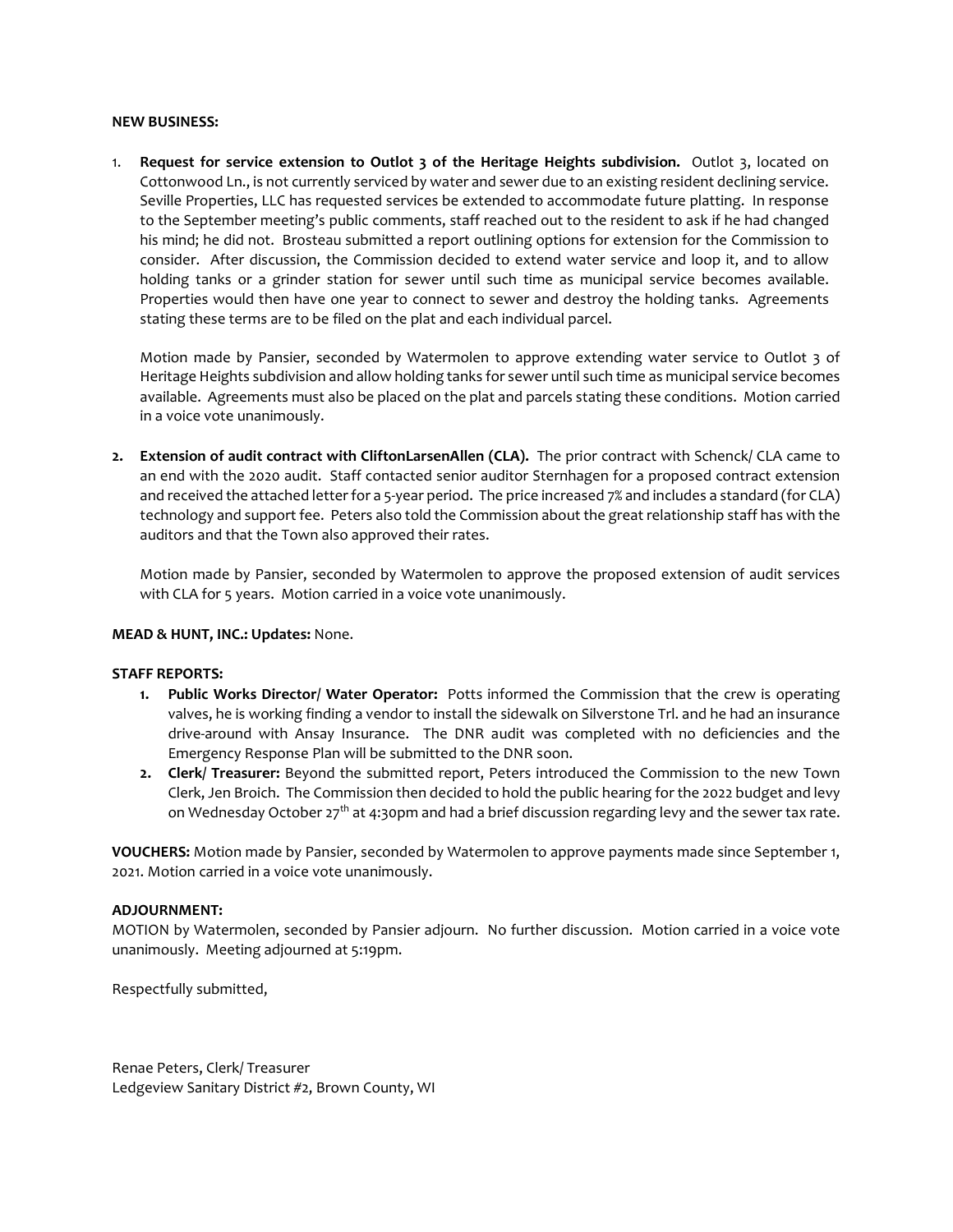**NEW BUSINESS:**

1. **Request for service extension to Outlot 3 of the Heritage Heights subdivision.** Outlot 3, located on Cottonwood Ln., is not currently serviced by water and sewer due to an existing resident declining service. Seville Properties, LLC has requested services be extended to accommodate future platting. In response to the September meeting's public comments, staff reached out to the resident to ask if he had changed his mind; he did not. Brosteau submitted a report outlining options for extension for the Commission to consider. After discussion, the Commission decided to extend water service and loop it, and to allow holding tanks or a grinder station for sewer until such time as municipal service becomes available. Properties would then have one year to connect to sewer and destroy the holding tanks. Agreements stating these terms are to be filed on the plat and each individual parcel.

   Motion made by Pansier, seconded by Watermolen to approve extending water service to Outlot 3 of Heritage Heights subdivision and allow holding tanks for sewer until such time as municipal service becomes available. Agreements must also be placed on the plat and parcels stating these conditions. Motion carried in a voice vote unanimously.

2. **Extension of audit contract with CliftonLarsenAllen (CLA).** The prior contract with Schenck/ CLA came to an end with the 2020 audit. Staff contacted senior auditor Sternhagen for a proposed contract extension and received the attached letter for a 5-year period. The price increased 7% and includes a standard (for CLA) technology and support fee. Peters also told the Commission about the great relationship staff has with the auditors and that the Town also approved their rates.

   Motion made by Pansier, seconded by Watermolen to approve the proposed extension of audit services with CLA for 5 years. Motion carried in a voice vote unanimously.

**MEAD & HUNT, INC.: Updates:** None.

**STAFF REPORTS:**

1. **Public Works Director/ Water Operator:** Potts informed the Commission that the crew is operating valves, he is working finding a vendor to install the sidewalk on Silverstone Trl. and he had an insurance drive-around with Ansay Insurance. The DNR audit was completed with no deficiencies and the Emergency Response Plan will be submitted to the DNR soon.
2. **Clerk/ Treasurer:** Beyond the submitted report, Peters introduced the Commission to the new Town Clerk, Jen Broich. The Commission then decided to hold the public hearing for the 2022 budget and levy on Wednesday October 27th at 4:30pm and had a brief discussion regarding levy and the sewer tax rate.

**VOUCHERS:** Motion made by Pansier, seconded by Watermolen to approve payments made since September 1, 2021. Motion carried in a voice vote unanimously.

**ADJOURNMENT:**
MOTION by Watermolen, seconded by Pansier adjourn. No further discussion. Motion carried in a voice vote unanimously. Meeting adjourned at 5:19pm.

Respectfully submitted,

Renae Peters, Clerk/ Treasurer
Ledgeview Sanitary District #2, Brown County, WI